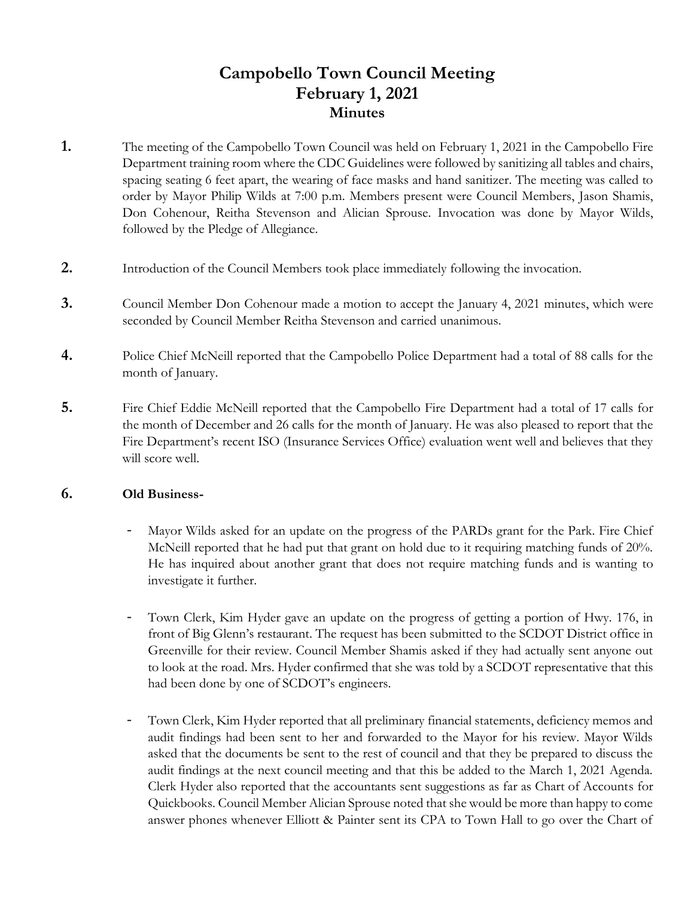# Campobello Town Council Meeting
## February 1, 2021
### Minutes

**1.** The meeting of the Campobello Town Council was held on February 1, 2021 in the Campobello Fire Department training room where the CDC Guidelines were followed by sanitizing all tables and chairs, spacing seating 6 feet apart, the wearing of face masks and hand sanitizer. The meeting was called to order by Mayor Philip Wilds at 7:00 p.m. Members present were Council Members, Jason Shamis, Don Cohenour, Reitha Stevenson and Alician Sprouse. Invocation was done by Mayor Wilds, followed by the Pledge of Allegiance.

**2.** Introduction of the Council Members took place immediately following the invocation.

**3.** Council Member Don Cohenour made a motion to accept the January 4, 2021 minutes, which were seconded by Council Member Reitha Stevenson and carried unanimous.

**4.** Police Chief McNeill reported that the Campobello Police Department had a total of 88 calls for the month of January.

**5.** Fire Chief Eddie McNeill reported that the Campobello Fire Department had a total of 17 calls for the month of December and 26 calls for the month of January. He was also pleased to report that the Fire Department's recent ISO (Insurance Services Office) evaluation went well and believes that they will score well.

**6.** **Old Business-**

- Mayor Wilds asked for an update on the progress of the PARDs grant for the Park. Fire Chief McNeill reported that he had put that grant on hold due to it requiring matching funds of 20%. He has inquired about another grant that does not require matching funds and is wanting to investigate it further.

- Town Clerk, Kim Hyder gave an update on the progress of getting a portion of Hwy. 176, in front of Big Glenn's restaurant. The request has been submitted to the SCDOT District office in Greenville for their review. Council Member Shamis asked if they had actually sent anyone out to look at the road. Mrs. Hyder confirmed that she was told by a SCDOT representative that this had been done by one of SCDOT's engineers.

- Town Clerk, Kim Hyder reported that all preliminary financial statements, deficiency memos and audit findings had been sent to her and forwarded to the Mayor for his review. Mayor Wilds asked that the documents be sent to the rest of council and that they be prepared to discuss the audit findings at the next council meeting and that this be added to the March 1, 2021 Agenda. Clerk Hyder also reported that the accountants sent suggestions as far as Chart of Accounts for Quickbooks. Council Member Alician Sprouse noted that she would be more than happy to come answer phones whenever Elliott & Painter sent its CPA to Town Hall to go over the Chart of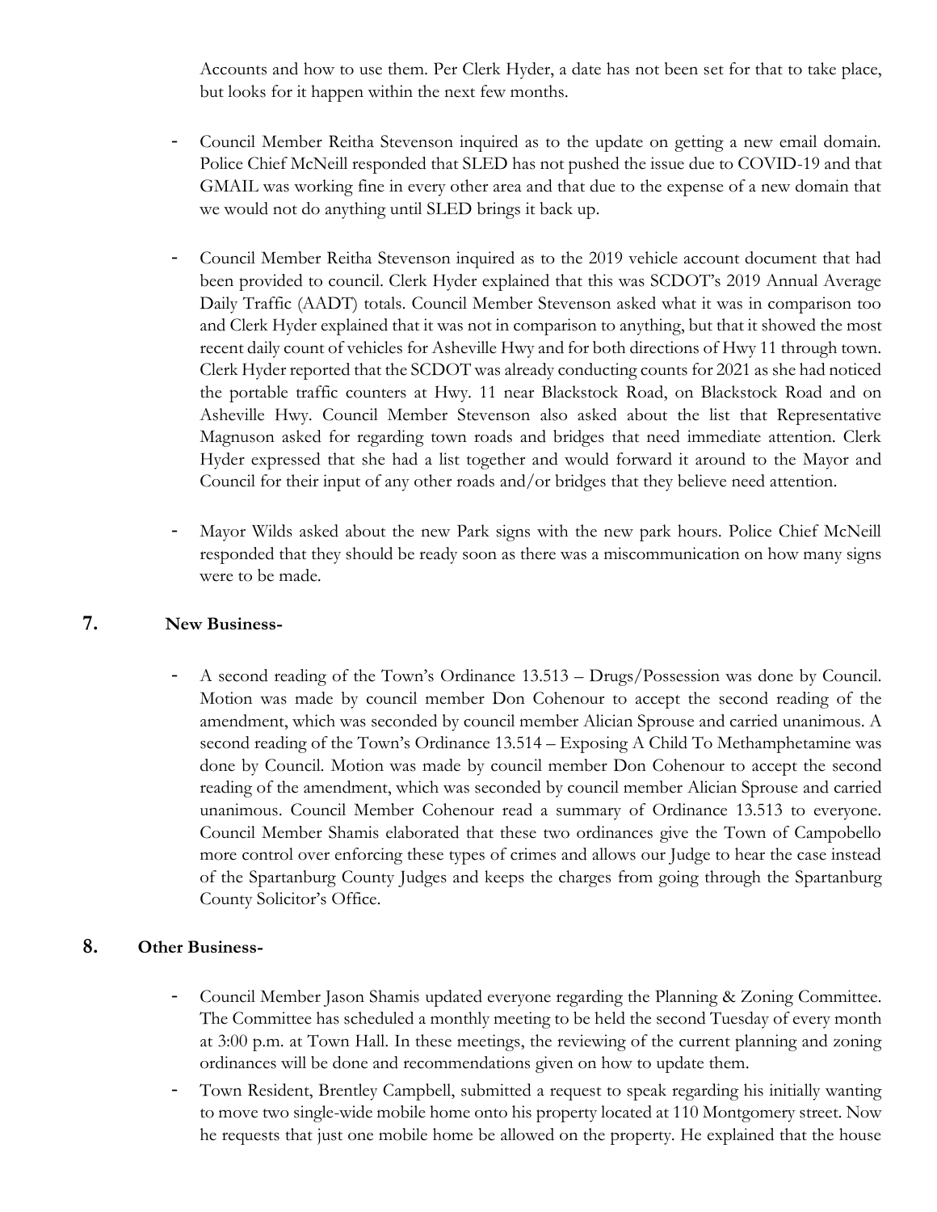Accounts and how to use them. Per Clerk Hyder, a date has not been set for that to take place, but looks for it happen within the next few months.

- Council Member Reitha Stevenson inquired as to the update on getting a new email domain. Police Chief McNeill responded that SLED has not pushed the issue due to COVID-19 and that GMAIL was working fine in every other area and that due to the expense of a new domain that we would not do anything until SLED brings it back up.

- Council Member Reitha Stevenson inquired as to the 2019 vehicle account document that had been provided to council. Clerk Hyder explained that this was SCDOT's 2019 Annual Average Daily Traffic (AADT) totals. Council Member Stevenson asked what it was in comparison too and Clerk Hyder explained that it was not in comparison to anything, but that it showed the most recent daily count of vehicles for Asheville Hwy and for both directions of Hwy 11 through town. Clerk Hyder reported that the SCDOT was already conducting counts for 2021 as she had noticed the portable traffic counters at Hwy. 11 near Blackstock Road, on Blackstock Road and on Asheville Hwy. Council Member Stevenson also asked about the list that Representative Magnuson asked for regarding town roads and bridges that need immediate attention. Clerk Hyder expressed that she had a list together and would forward it around to the Mayor and Council for their input of any other roads and/or bridges that they believe need attention.

- Mayor Wilds asked about the new Park signs with the new park hours. Police Chief McNeill responded that they should be ready soon as there was a miscommunication on how many signs were to be made.

## 7. New Business-

- A second reading of the Town's Ordinance 13.513 – Drugs/Possession was done by Council. Motion was made by council member Don Cohenour to accept the second reading of the amendment, which was seconded by council member Alician Sprouse and carried unanimous. A second reading of the Town's Ordinance 13.514 – Exposing A Child To Methamphetamine was done by Council. Motion was made by council member Don Cohenour to accept the second reading of the amendment, which was seconded by council member Alician Sprouse and carried unanimous. Council Member Cohenour read a summary of Ordinance 13.513 to everyone. Council Member Shamis elaborated that these two ordinances give the Town of Campobello more control over enforcing these types of crimes and allows our Judge to hear the case instead of the Spartanburg County Judges and keeps the charges from going through the Spartanburg County Solicitor's Office.

## 8. Other Business-

- Council Member Jason Shamis updated everyone regarding the Planning & Zoning Committee. The Committee has scheduled a monthly meeting to be held the second Tuesday of every month at 3:00 p.m. at Town Hall. In these meetings, the reviewing of the current planning and zoning ordinances will be done and recommendations given on how to update them.
- Town Resident, Brentley Campbell, submitted a request to speak regarding his initially wanting to move two single-wide mobile home onto his property located at 110 Montgomery street. Now he requests that just one mobile home be allowed on the property. He explained that the house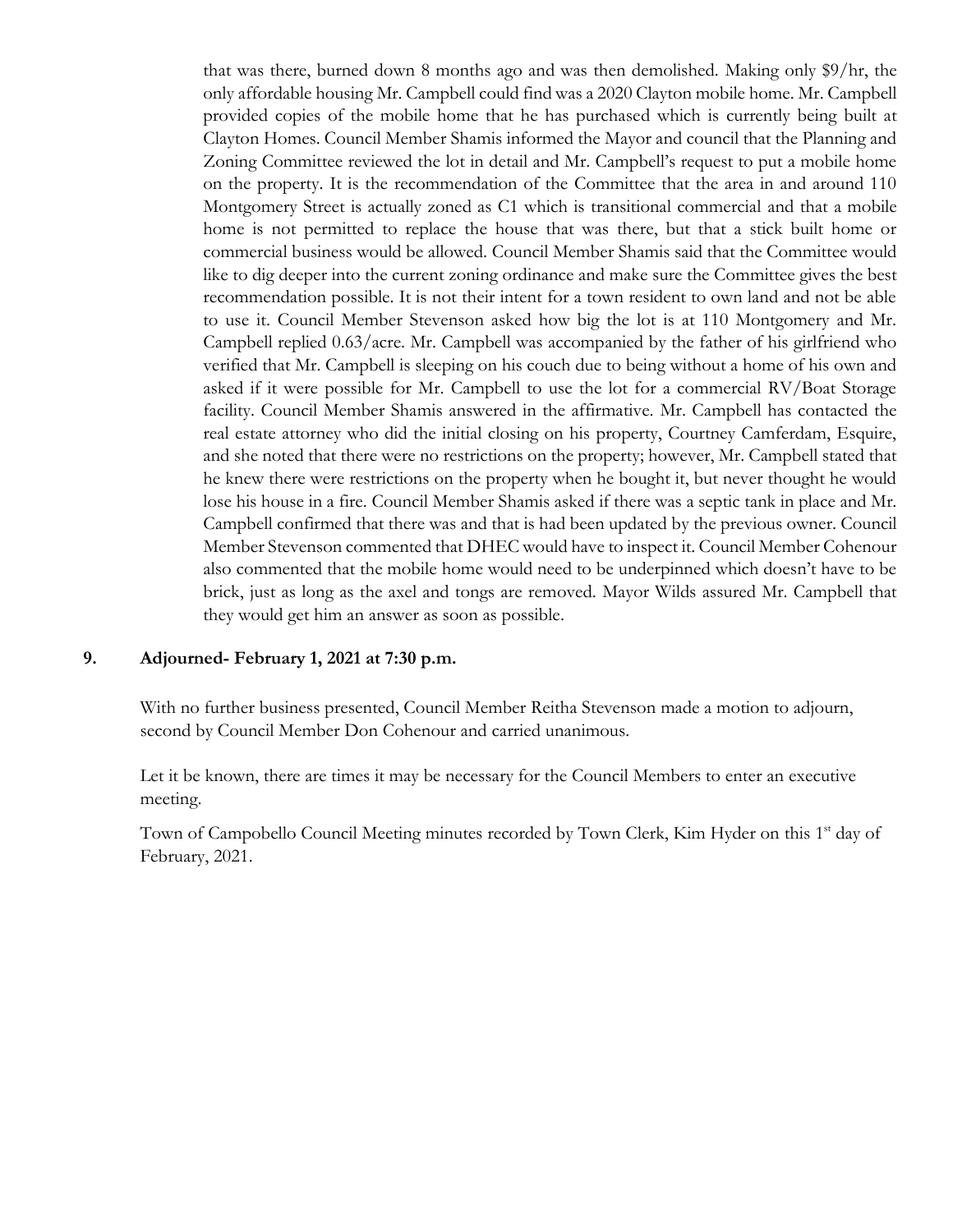that was there, burned down 8 months ago and was then demolished. Making only $9/hr, the only affordable housing Mr. Campbell could find was a 2020 Clayton mobile home. Mr. Campbell provided copies of the mobile home that he has purchased which is currently being built at Clayton Homes. Council Member Shamis informed the Mayor and council that the Planning and Zoning Committee reviewed the lot in detail and Mr. Campbell's request to put a mobile home on the property. It is the recommendation of the Committee that the area in and around 110 Montgomery Street is actually zoned as C1 which is transitional commercial and that a mobile home is not permitted to replace the house that was there, but that a stick built home or commercial business would be allowed. Council Member Shamis said that the Committee would like to dig deeper into the current zoning ordinance and make sure the Committee gives the best recommendation possible. It is not their intent for a town resident to own land and not be able to use it. Council Member Stevenson asked how big the lot is at 110 Montgomery and Mr. Campbell replied 0.63/acre. Mr. Campbell was accompanied by the father of his girlfriend who verified that Mr. Campbell is sleeping on his couch due to being without a home of his own and asked if it were possible for Mr. Campbell to use the lot for a commercial RV/Boat Storage facility. Council Member Shamis answered in the affirmative. Mr. Campbell has contacted the real estate attorney who did the initial closing on his property, Courtney Camferdam, Esquire, and she noted that there were no restrictions on the property; however, Mr. Campbell stated that he knew there were restrictions on the property when he bought it, but never thought he would lose his house in a fire. Council Member Shamis asked if there was a septic tank in place and Mr. Campbell confirmed that there was and that is had been updated by the previous owner. Council Member Stevenson commented that DHEC would have to inspect it. Council Member Cohenour also commented that the mobile home would need to be underpinned which doesn't have to be brick, just as long as the axel and tongs are removed. Mayor Wilds assured Mr. Campbell that they would get him an answer as soon as possible.

## 9. Adjourned- February 1, 2021 at 7:30 p.m.

With no further business presented, Council Member Reitha Stevenson made a motion to adjourn, second by Council Member Don Cohenour and carried unanimous.

Let it be known, there are times it may be necessary for the Council Members to enter an executive meeting.

Town of Campobello Council Meeting minutes recorded by Town Clerk, Kim Hyder on this 1st day of February, 2021.